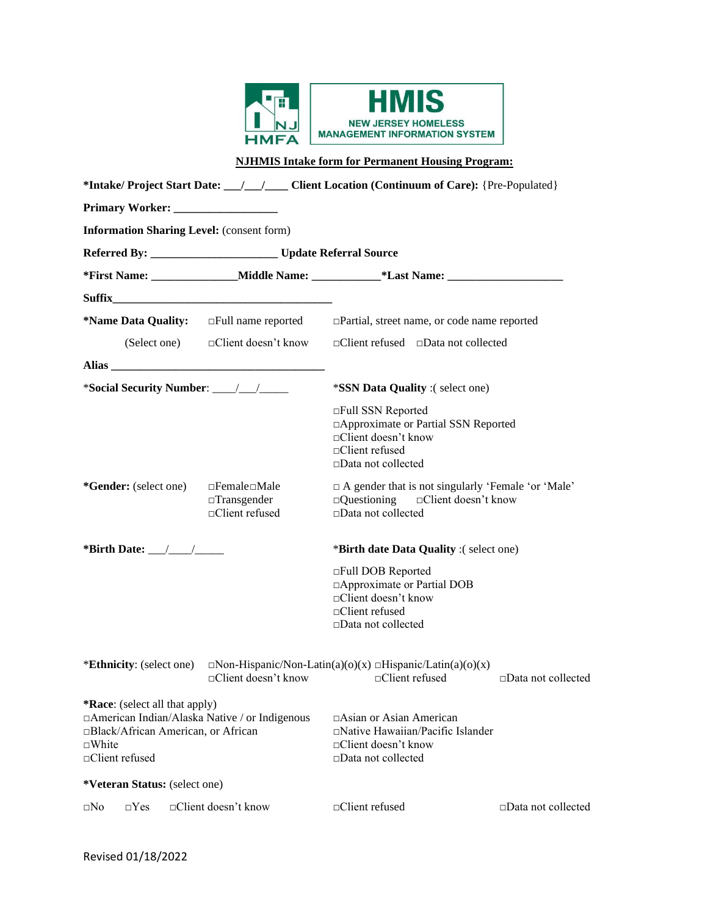HMIS

NEW JERSEY HOMELESS MANAGEMENT INFORMATION SYSTEM

NJ HMFA

**NJHMIS Intake form for Permanent Housing Program:**

**\*Intake/ Project Start Date:** \_\_\_/\_\_\_/\_\_\_\_ **Client Location (Continuum of Care):** {Pre-Populated}

**Primary Worker:** \_\_\_\_\_\_\_\_\_\_\_\_\_\_\_\_\_

**Information Sharing Level:** (consent form)

**Referred By:** \_\_\_\_\_\_\_\_\_\_\_\_\_\_\_\_\_\_\_\_\_\_ **Update Referral Source**

**\*First Name:** \_\_\_\_\_\_\_\_\_\_\_\_\_\_\_**Middle Name:** \_\_\_\_\_\_\_\_\_\_\_\_**\*Last Name:** \_\_\_\_\_\_\_\_\_\_\_\_\_\_\_\_\_\_\_\_

**Suffix**\_\_\_\_\_\_\_\_\_\_\_\_\_\_\_\_\_\_\_\_\_\_\_\_\_\_\_\_\_\_\_\_\_\_\_\_\_\_\_\_

**\*Name Data Quality:** (Select one)
- □Full name reported
- □Partial, street name, or code name reported
- □Client doesn't know
- □Client refused
- □Data not collected

**Alias** \_\_\_\_\_\_\_\_\_\_\_\_\_\_\_\_\_\_\_\_\_\_\_\_\_\_\_\_\_\_\_\_\_\_\_\_\_\_

\***Social Security Number**: \_\_\_\_/\_\_\_/\_\_\_\_\_

\***SSN Data Quality** :( select one)
- □Full SSN Reported
- □Approximate or Partial SSN Reported
- □Client doesn't know
- □Client refused
- □Data not collected

**\*Gender:** (select one)
- □Female□Male
- □Transgender
- □Client refused
- □ A gender that is not singularly 'Female 'or 'Male'
- □Questioning
- □Client doesn't know
- □Data not collected

**\*Birth Date:** \_\_\_/\_\_\_\_/\_\_\_\_\_

\***Birth date Data Quality** :( select one)
- □Full DOB Reported
- □Approximate or Partial DOB
- □Client doesn't know
- □Client refused
- □Data not collected

\***Ethnicity**: (select one)
- □Non-Hispanic/Non-Latin(a)(o)(x)
- □Hispanic/Latin(a)(o)(x)
- □Client doesn't know
- □Client refused
- □Data not collected

**\*Race**: (select all that apply)
- □American Indian/Alaska Native / or Indigenous
- □Asian or Asian American
- □Black/African American, or African
- □Native Hawaiian/Pacific Islander
- □White
- □Client doesn't know
- □Client refused
- □Data not collected

**\*Veteran Status:** (select one)
- □No
- □Yes
- □Client doesn't know
- □Client refused
- □Data not collected

Revised 01/18/2022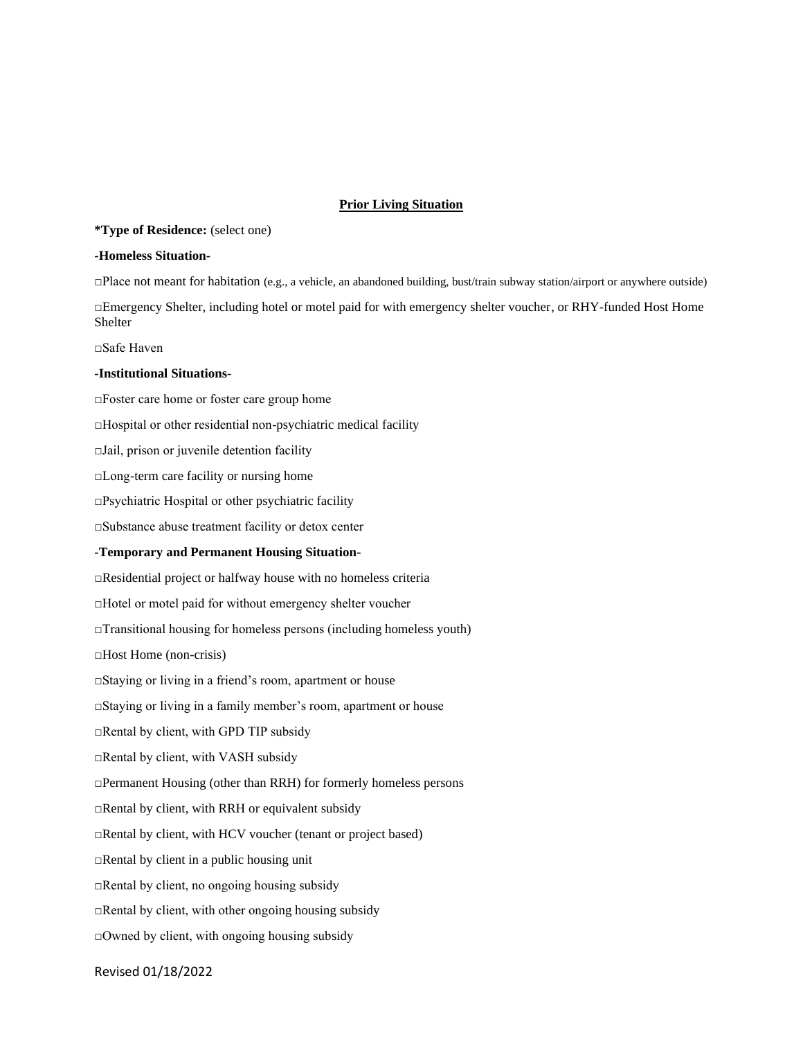## Prior Living Situation

**\*Type of Residence:** (select one)

**-Homeless Situation-**

□Place not meant for habitation (e.g., a vehicle, an abandoned building, bust/train subway station/airport or anywhere outside)

□Emergency Shelter, including hotel or motel paid for with emergency shelter voucher, or RHY-funded Host Home Shelter

□Safe Haven

**-Institutional Situations-**

□Foster care home or foster care group home

□Hospital or other residential non-psychiatric medical facility

□Jail, prison or juvenile detention facility

□Long-term care facility or nursing home

□Psychiatric Hospital or other psychiatric facility

□Substance abuse treatment facility or detox center

**-Temporary and Permanent Housing Situation-**

□Residential project or halfway house with no homeless criteria

□Hotel or motel paid for without emergency shelter voucher

□Transitional housing for homeless persons (including homeless youth)

□Host Home (non-crisis)

□Staying or living in a friend's room, apartment or house

□Staying or living in a family member's room, apartment or house

□Rental by client, with GPD TIP subsidy

□Rental by client, with VASH subsidy

□Permanent Housing (other than RRH) for formerly homeless persons

□Rental by client, with RRH or equivalent subsidy

□Rental by client, with HCV voucher (tenant or project based)

□Rental by client in a public housing unit

□Rental by client, no ongoing housing subsidy

□Rental by client, with other ongoing housing subsidy

□Owned by client, with ongoing housing subsidy

Revised 01/18/2022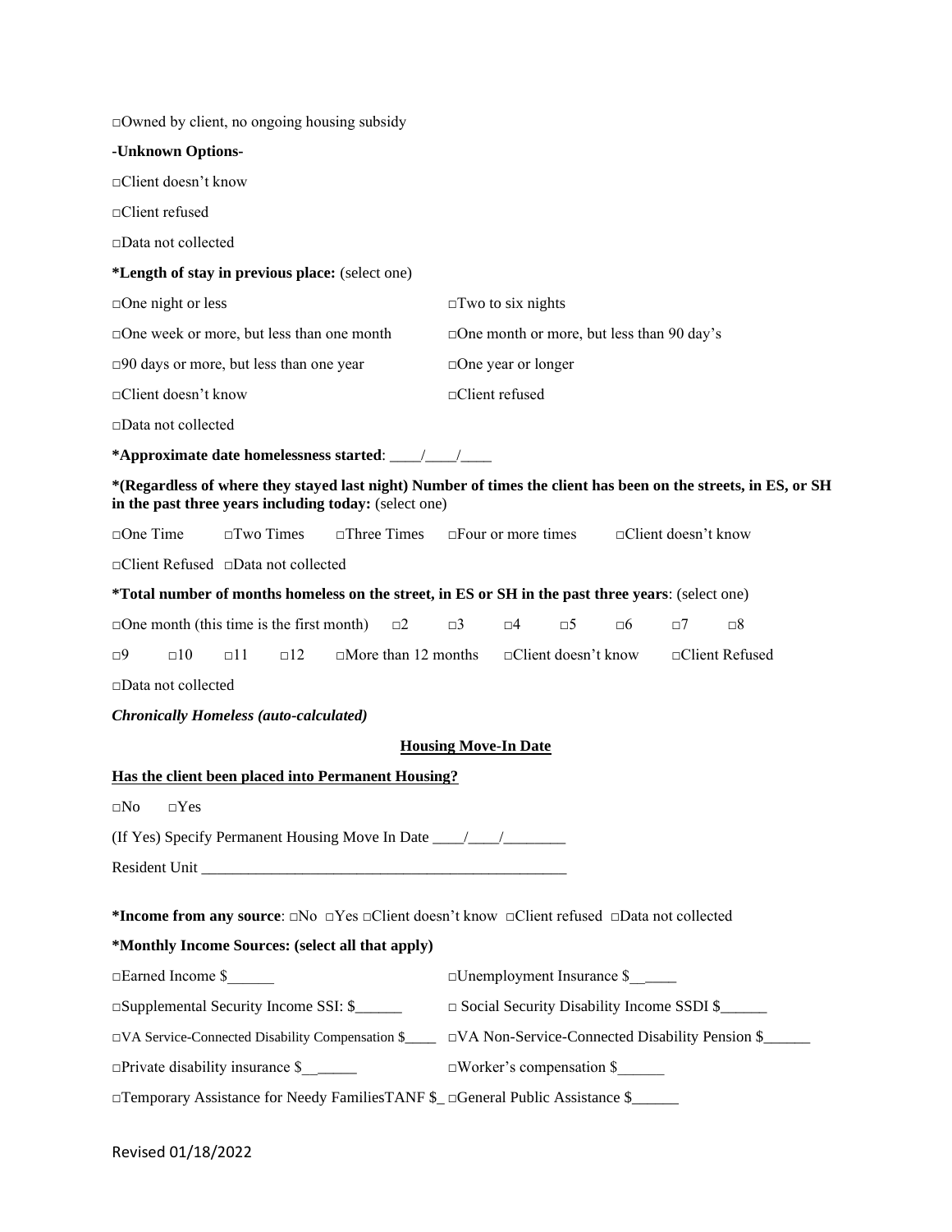□Owned by client, no ongoing housing subsidy

**-Unknown Options-**

□Client doesn't know

□Client refused

□Data not collected

***Length of stay in previous place:** (select one)

□One night or less □Two to six nights

□One week or more, but less than one month □One month or more, but less than 90 day's

□90 days or more, but less than one year □One year or longer

□Client doesn't know □Client refused

□Data not collected

***Approximate date homelessness started**: ____/____/____

***(Regardless of where they stayed last night) Number of times the client has been on the streets, in ES, or SH in the past three years including today:** (select one)

□One Time □Two Times □Three Times □Four or more times □Client doesn't know

□Client Refused □Data not collected

***Total number of months homeless on the street, in ES or SH in the past three years**: (select one)

□One month (this time is the first month) □2 □3 □4 □5 □6 □7 □8

□9 □10 □11 □12 □More than 12 months □Client doesn't know □Client Refused

□Data not collected

***Chronically Homeless (auto-calculated)***

**Housing Move-In Date**

**Has the client been placed into Permanent Housing?**

□No □Yes

(If Yes) Specify Permanent Housing Move In Date ____/____/________

Resident Unit ________________________________________________

***Income from any source**: □No □Yes □Client doesn't know □Client refused □Data not collected

***Monthly Income Sources: (select all that apply)**

□Earned Income $______ □Unemployment Insurance $______

□Supplemental Security Income SSI: $______ □ Social Security Disability Income SSDI $______

□VA Service-Connected Disability Compensation $____ □VA Non-Service-Connected Disability Pension $______

□Private disability insurance $______ □Worker's compensation $______

□Temporary Assistance for Needy FamiliesTANF $_ □General Public Assistance $______

Revised 01/18/2022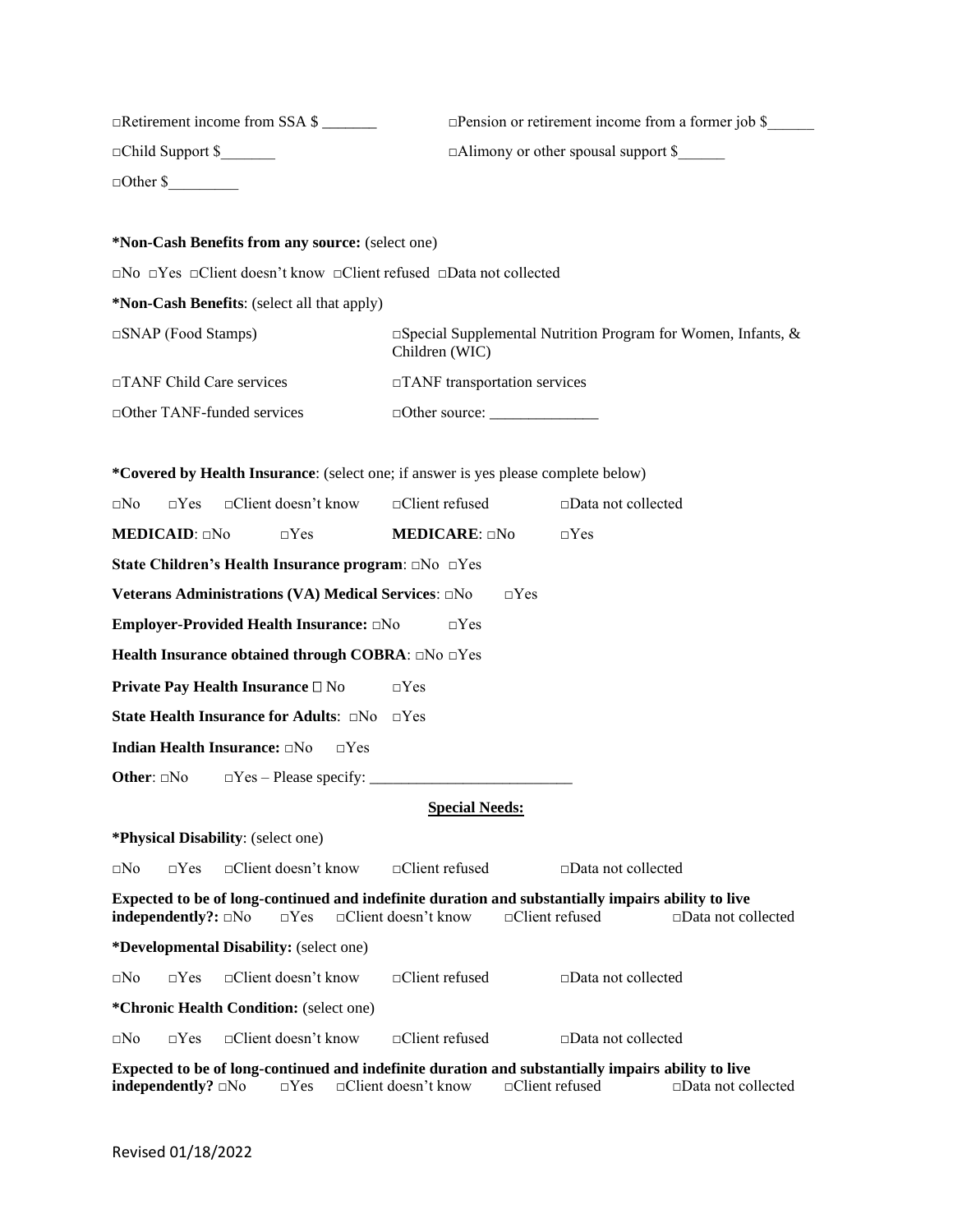□Retirement income from SSA $ _______ □Pension or retirement income from a former job $______

□Child Support $_______ □Alimony or other spousal support $______

□Other $_________

**\*Non-Cash Benefits from any source:** (select one)

□No □Yes □Client doesn't know □Client refused □Data not collected

**\*Non-Cash Benefits**: (select all that apply)

| | |
|---|---|
| □SNAP (Food Stamps) | □Special Supplemental Nutrition Program for Women, Infants, & Children (WIC) |
| □TANF Child Care services | □TANF transportation services |
| □Other TANF-funded services | □Other source: ______________ |

**\*Covered by Health Insurance**: (select one; if answer is yes please complete below)

□No □Yes □Client doesn't know □Client refused □Data not collected

**MEDICAID**: □No □Yes **MEDICARE**: □No □Yes

**State Children's Health Insurance program**: □No □Yes

**Veterans Administrations (VA) Medical Services**: □No □Yes

**Employer-Provided Health Insurance:** □No □Yes

**Health Insurance obtained through COBRA**: □No □Yes

**Private Pay Health Insurance** □ No □Yes

**State Health Insurance for Adults**: □No □Yes

**Indian Health Insurance:** □No □Yes

**Other**: □No □Yes – Please specify: ___________________________

## Special Needs:

**\*Physical Disability**: (select one)

□No □Yes □Client doesn't know □Client refused □Data not collected

**Expected to be of long-continued and indefinite duration and substantially impairs ability to live independently?:** □No □Yes □Client doesn't know □Client refused □Data not collected

**\*Developmental Disability:** (select one)

□No □Yes □Client doesn't know □Client refused □Data not collected

**\*Chronic Health Condition:** (select one)

□No □Yes □Client doesn't know □Client refused □Data not collected

**Expected to be of long-continued and indefinite duration and substantially impairs ability to live independently?** □No □Yes □Client doesn't know □Client refused □Data not collected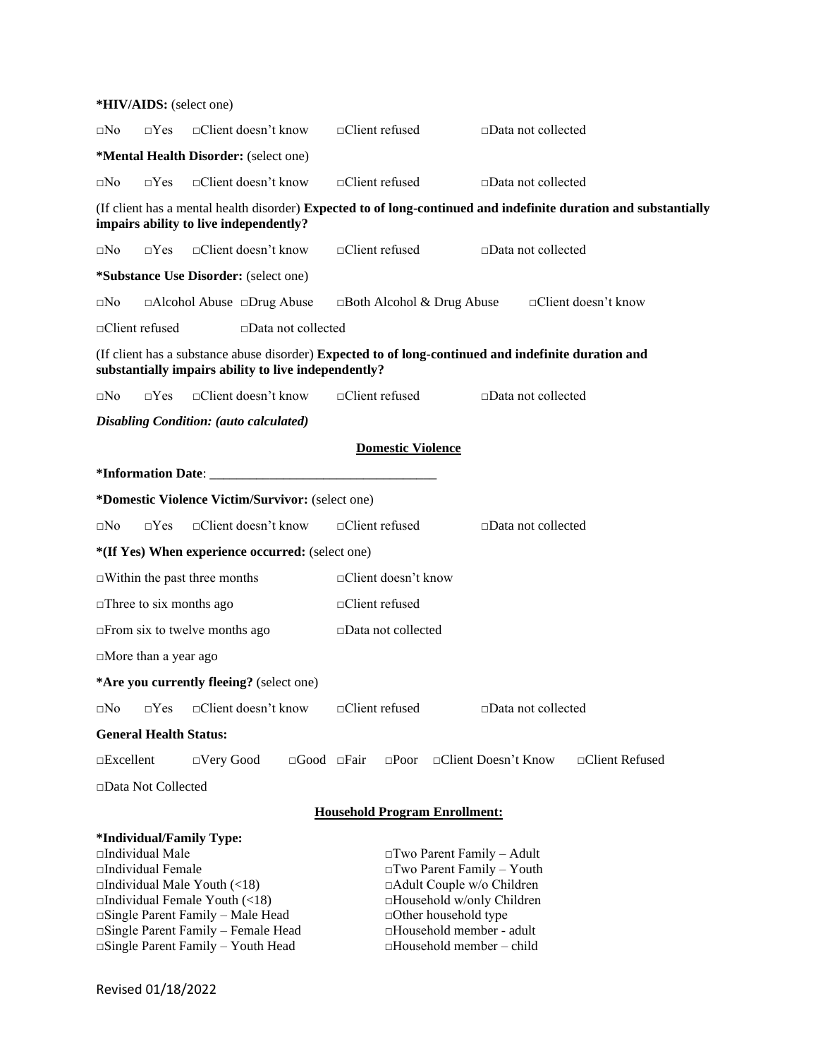**\*HIV/AIDS:** (select one)

□No □Yes □Client doesn't know □Client refused □Data not collected

**\*Mental Health Disorder:** (select one)

□No □Yes □Client doesn't know □Client refused □Data not collected

(If client has a mental health disorder) **Expected to of long-continued and indefinite duration and substantially impairs ability to live independently?**

□No □Yes □Client doesn't know □Client refused □Data not collected

**\*Substance Use Disorder:** (select one)

□No □Alcohol Abuse □Drug Abuse □Both Alcohol & Drug Abuse □Client doesn't know

□Client refused □Data not collected

(If client has a substance abuse disorder) **Expected to of long-continued and indefinite duration and substantially impairs ability to live independently?**

□No □Yes □Client doesn't know □Client refused □Data not collected

***Disabling Condition: (auto calculated)***

## <u>Domestic Violence</u>

**\*Information Date**: ________________________________

**\*Domestic Violence Victim/Survivor:** (select one)

□No □Yes □Client doesn't know □Client refused □Data not collected

**\*(If Yes) When experience occurred:** (select one)

□Within the past three months

□Three to six months ago

□From six to twelve months ago

□More than a year ago

□Client doesn't know

□Client refused

□Data not collected

**\*Are you currently fleeing?** (select one)

□No □Yes □Client doesn't know □Client refused □Data not collected

**General Health Status:**

□Excellent □Very Good □Good □Fair □Poor □Client Doesn't Know □Client Refused

□Data Not Collected

## <u>Household Program Enrollment:</u>

**\*Individual/Family Type:**

□Individual Male
□Individual Female
□Individual Male Youth (<18)
□Individual Female Youth (<18)
□Single Parent Family – Male Head
□Single Parent Family – Female Head
□Single Parent Family – Youth Head
□Two Parent Family – Adult
□Two Parent Family – Youth
□Adult Couple w/o Children
□Household w/only Children
□Other household type
□Household member - adult
□Household member – child

Revised 01/18/2022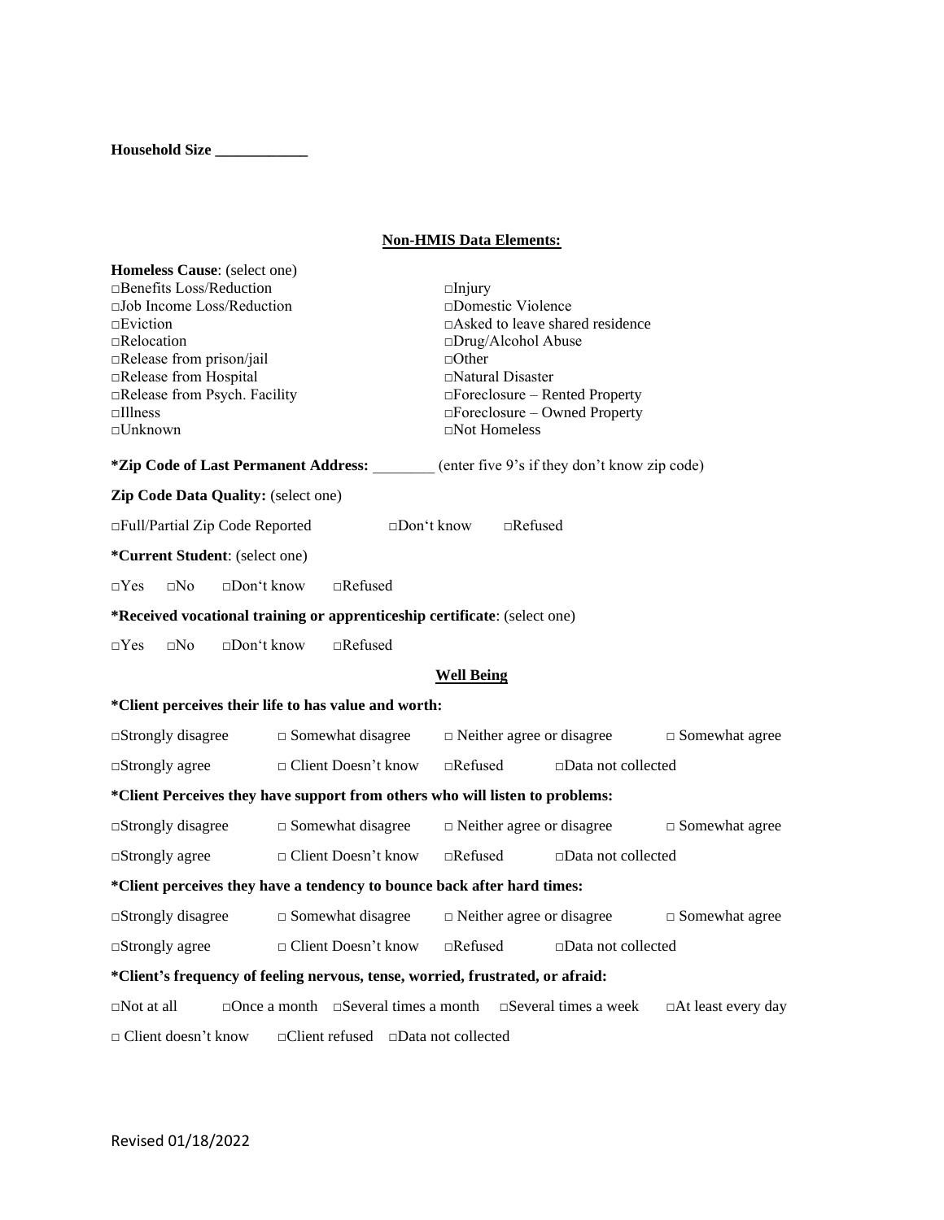**Household Size ____________**

**Non-HMIS Data Elements:**

**Homeless Cause**: (select one)

□Benefits Loss/Reduction
□Job Income Loss/Reduction
□Eviction
□Relocation
□Release from prison/jail
□Release from Hospital
□Release from Psych. Facility
□Illness
□Unknown
□Injury
□Domestic Violence
□Asked to leave shared residence
□Drug/Alcohol Abuse
□Other
□Natural Disaster
□Foreclosure – Rented Property
□Foreclosure – Owned Property
□Not Homeless

**\*Zip Code of Last Permanent Address:** ________ (enter five 9's if they don't know zip code)

**Zip Code Data Quality:** (select one)

□Full/Partial Zip Code Reported □Don't know □Refused

**\*Current Student**: (select one)

□Yes □No □Don't know □Refused

**\*Received vocational training or apprenticeship certificate**: (select one)

□Yes □No □Don't know □Refused

**Well Being**

**\*Client perceives their life to has value and worth:**

□Strongly disagree □ Somewhat disagree □ Neither agree or disagree □ Somewhat agree

□Strongly agree □ Client Doesn't know □Refused □Data not collected

**\*Client Perceives they have support from others who will listen to problems:**

□Strongly disagree □ Somewhat disagree □ Neither agree or disagree □ Somewhat agree

□Strongly agree □ Client Doesn't know □Refused □Data not collected

**\*Client perceives they have a tendency to bounce back after hard times:**

□Strongly disagree □ Somewhat disagree □ Neither agree or disagree □ Somewhat agree

□Strongly agree □ Client Doesn't know □Refused □Data not collected

**\*Client's frequency of feeling nervous, tense, worried, frustrated, or afraid:**

□Not at all □Once a month □Several times a month □Several times a week □At least every day

□ Client doesn't know □Client refused □Data not collected

Revised 01/18/2022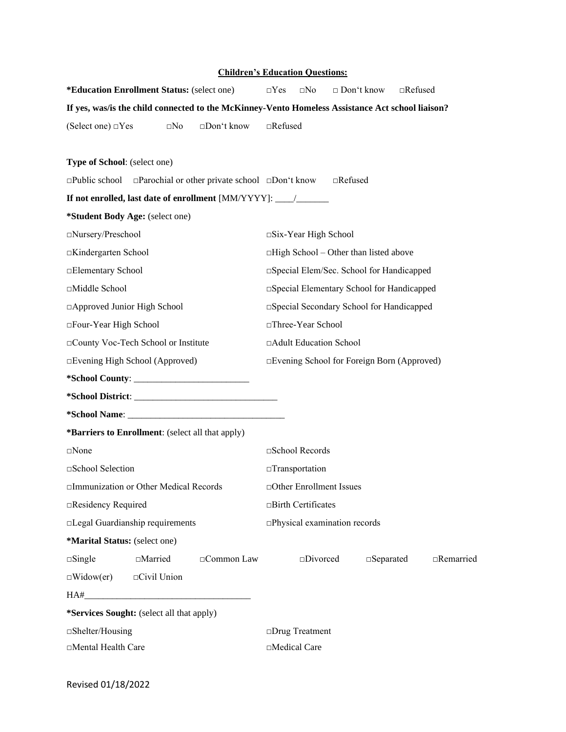**Children's Education Questions:**

**\*Education Enrollment Status:** (select one) □Yes □No □ Don't know □Refused

**If yes, was/is the child connected to the McKinney-Vento Homeless Assistance Act school liaison?**

(Select one) □Yes □No □Don't know □Refused

**Type of School**: (select one)

□Public school □Parochial or other private school □Don't know □Refused

**If not enrolled, last date of enrollment** [MM/YYYY]: ____/_______

**\*Student Body Age:** (select one)

□Nursery/Preschool
□Kindergarten School
□Elementary School
□Middle School
□Approved Junior High School
□Four-Year High School
□County Voc-Tech School or Institute
□Evening High School (Approved)
□Six-Year High School
□High School – Other than listed above
□Special Elem/Sec. School for Handicapped
□Special Elementary School for Handicapped
□Special Secondary School for Handicapped
□Three-Year School
□Adult Education School
□Evening School for Foreign Born (Approved)

**\*School County**: _________________________

**\*School District**: _______________________________

**\*School Name**: __________________________________

**\*Barriers to Enrollment**: (select all that apply)

□None
□School Selection
□Immunization or Other Medical Records
□Residency Required
□Legal Guardianship requirements
□School Records
□Transportation
□Other Enrollment Issues
□Birth Certificates
□Physical examination records

**\*Marital Status:** (select one)

□Single □Married □Common Law □Divorced □Separated □Remarried
□Widow(er) □Civil Union

HA#____________________________________

**\*Services Sought:** (select all that apply)

□Shelter/Housing
□Mental Health Care
□Drug Treatment
□Medical Care

Revised 01/18/2022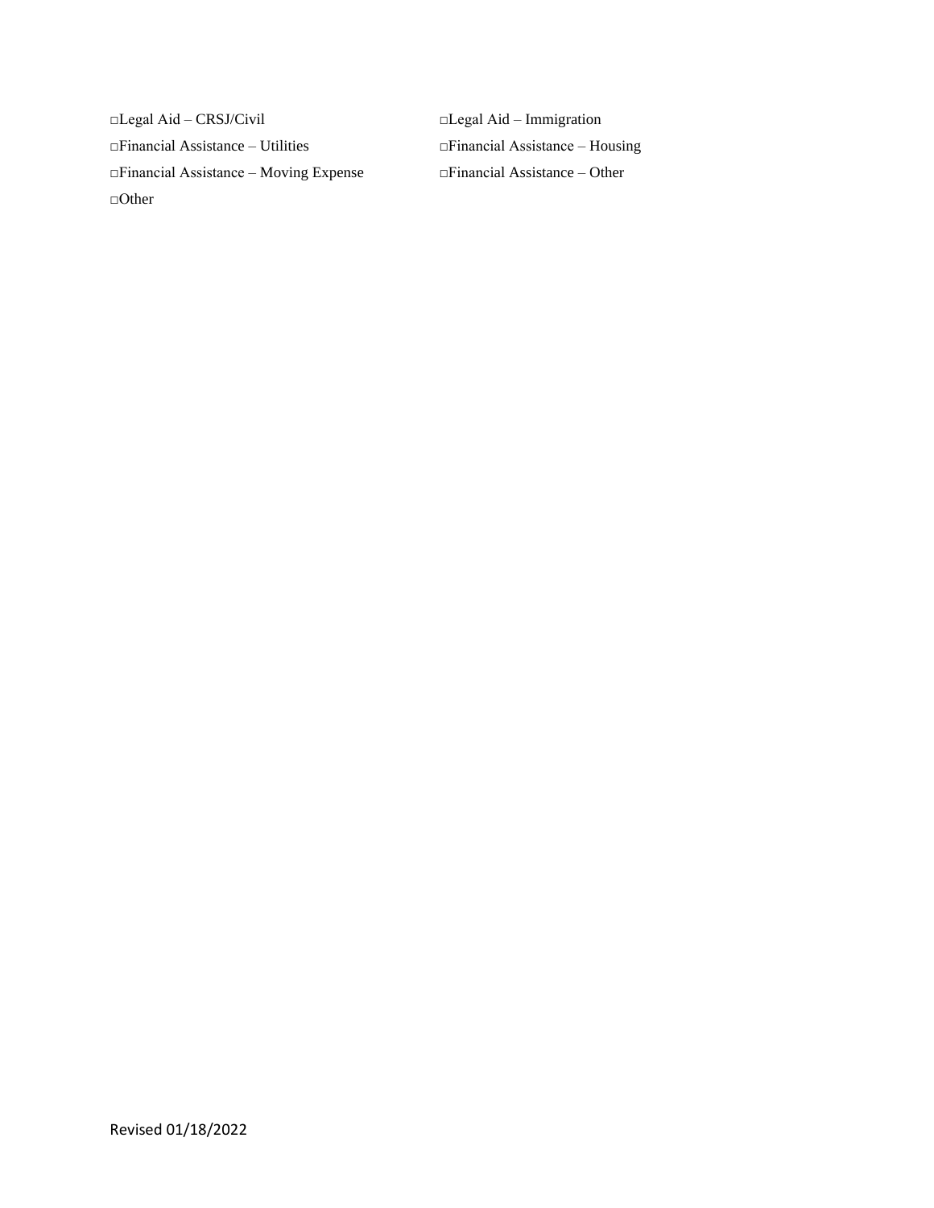□Legal Aid – CRSJ/Civil

□Legal Aid – Immigration

□Financial Assistance – Utilities

□Financial Assistance – Housing

□Financial Assistance – Moving Expense

□Financial Assistance – Other

□Other

Revised 01/18/2022